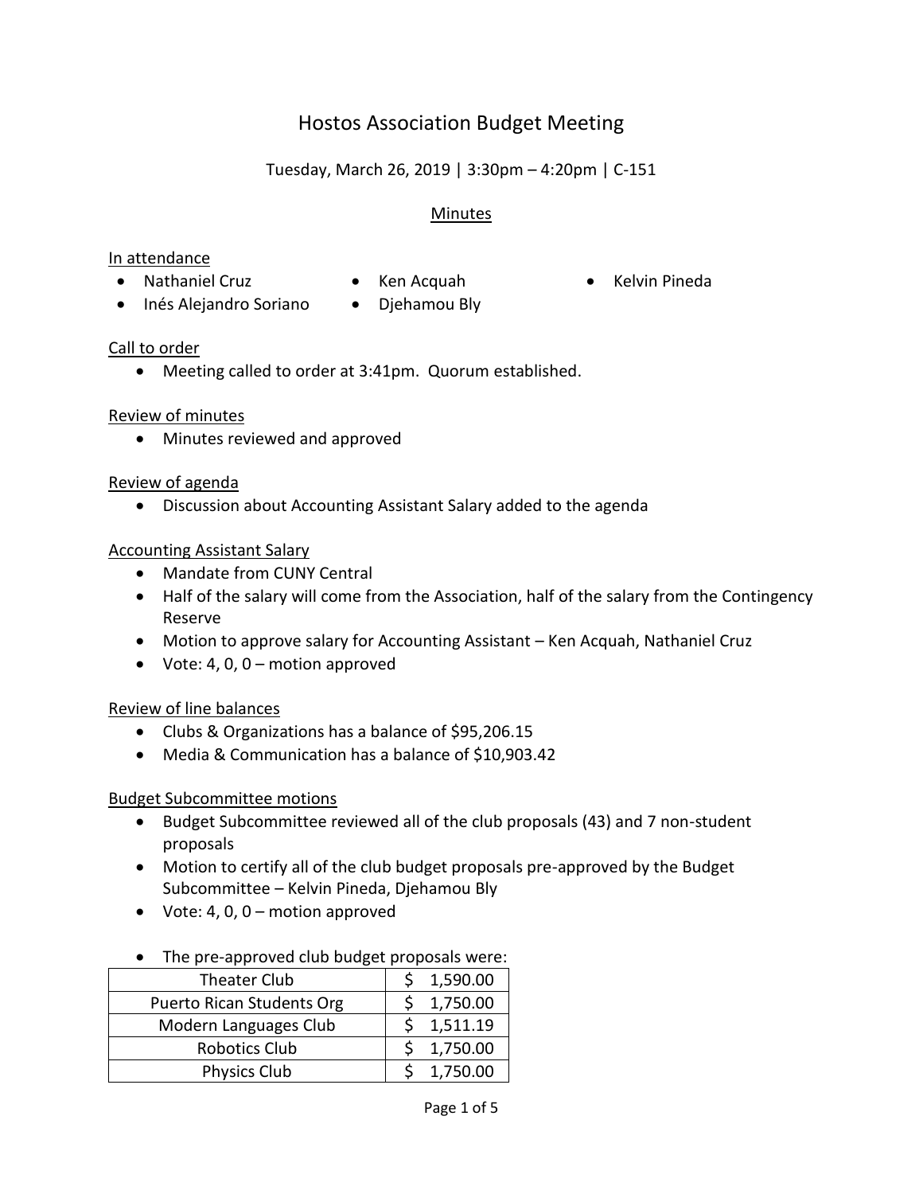# Hostos Association Budget Meeting

Tuesday, March 26, 2019 | 3:30pm – 4:20pm | C-151

## Minutes

**In attendance**

- Nathaniel Cruz
- Inés Alejandro Soriano
- Ken Acquah
- Djehamou Bly
- Kelvin Pineda

**Call to order**

- Meeting called to order at 3:41pm. Quorum established.

**Review of minutes**

- Minutes reviewed and approved

**Review of agenda**

- Discussion about Accounting Assistant Salary added to the agenda

**Accounting Assistant Salary**

- Mandate from CUNY Central
- Half of the salary will come from the Association, half of the salary from the Contingency Reserve
- Motion to approve salary for Accounting Assistant – Ken Acquah, Nathaniel Cruz
- Vote: 4, 0, 0 – motion approved

**Review of line balances**

- Clubs & Organizations has a balance of $95,206.15
- Media & Communication has a balance of $10,903.42

**Budget Subcommittee motions**

- Budget Subcommittee reviewed all of the club proposals (43) and 7 non-student proposals
- Motion to certify all of the club budget proposals pre-approved by the Budget Subcommittee – Kelvin Pineda, Djehamou Bly
- Vote: 4, 0, 0 – motion approved
- The pre-approved club budget proposals were:

| Club | Amount |
|---|---|
| Theater Club | $ 1,590.00 |
| Puerto Rican Students Org | $ 1,750.00 |
| Modern Languages Club | $ 1,511.19 |
| Robotics Club | $ 1,750.00 |
| Physics Club | $ 1,750.00 |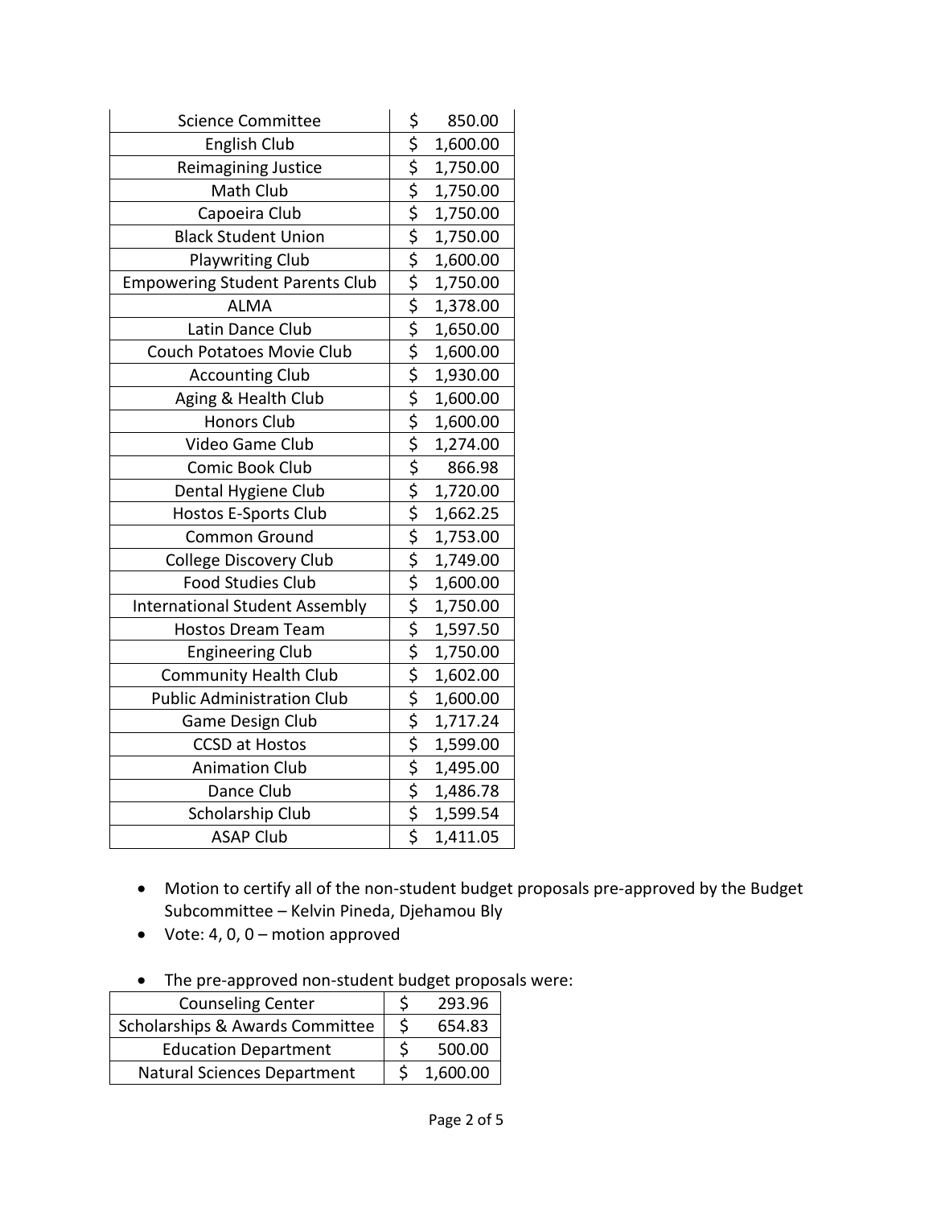| | |
|---|---|
| Science Committee | $ 850.00 |
| English Club | $ 1,600.00 |
| Reimagining Justice | $ 1,750.00 |
| Math Club | $ 1,750.00 |
| Capoeira Club | $ 1,750.00 |
| Black Student Union | $ 1,750.00 |
| Playwriting Club | $ 1,600.00 |
| Empowering Student Parents Club | $ 1,750.00 |
| ALMA | $ 1,378.00 |
| Latin Dance Club | $ 1,650.00 |
| Couch Potatoes Movie Club | $ 1,600.00 |
| Accounting Club | $ 1,930.00 |
| Aging & Health Club | $ 1,600.00 |
| Honors Club | $ 1,600.00 |
| Video Game Club | $ 1,274.00 |
| Comic Book Club | $ 866.98 |
| Dental Hygiene Club | $ 1,720.00 |
| Hostos E-Sports Club | $ 1,662.25 |
| Common Ground | $ 1,753.00 |
| College Discovery Club | $ 1,749.00 |
| Food Studies Club | $ 1,600.00 |
| International Student Assembly | $ 1,750.00 |
| Hostos Dream Team | $ 1,597.50 |
| Engineering Club | $ 1,750.00 |
| Community Health Club | $ 1,602.00 |
| Public Administration Club | $ 1,600.00 |
| Game Design Club | $ 1,717.24 |
| CCSD at Hostos | $ 1,599.00 |
| Animation Club | $ 1,495.00 |
| Dance Club | $ 1,486.78 |
| Scholarship Club | $ 1,599.54 |
| ASAP Club | $ 1,411.05 |

- Motion to certify all of the non-student budget proposals pre-approved by the Budget Subcommittee – Kelvin Pineda, Djehamou Bly
- Vote: 4, 0, 0 – motion approved

- The pre-approved non-student budget proposals were:

| | |
|---|---|
| Counseling Center | $ 293.96 |
| Scholarships & Awards Committee | $ 654.83 |
| Education Department | $ 500.00 |
| Natural Sciences Department | $ 1,600.00 |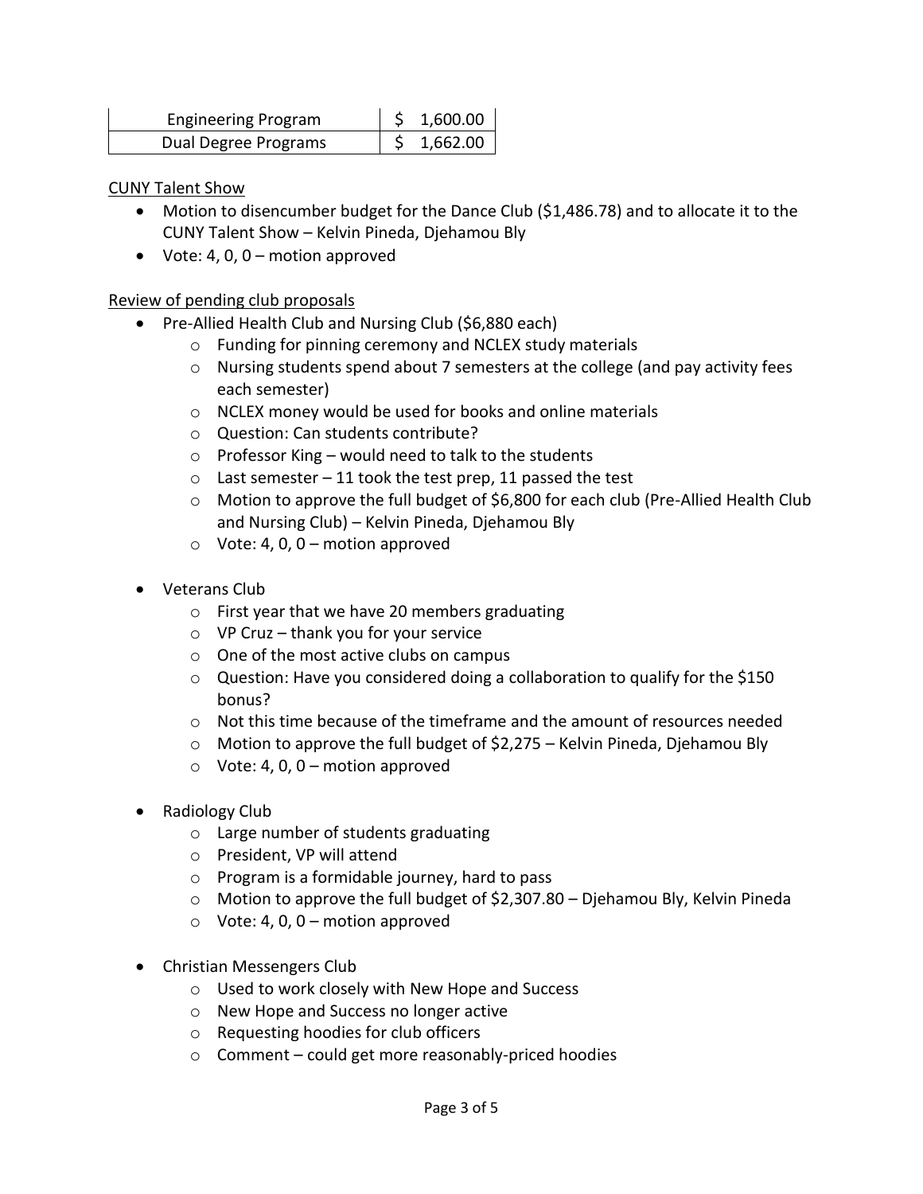| Engineering Program | $ 1,600.00 |
|---|---|
| Dual Degree Programs | $ 1,662.00 |

<u>CUNY Talent Show</u>

- Motion to disencumber budget for the Dance Club ($1,486.78) and to allocate it to the CUNY Talent Show – Kelvin Pineda, Djehamou Bly
- Vote: 4, 0, 0 – motion approved

<u>Review of pending club proposals</u>

- Pre-Allied Health Club and Nursing Club ($6,880 each)
  - Funding for pinning ceremony and NCLEX study materials
  - Nursing students spend about 7 semesters at the college (and pay activity fees each semester)
  - NCLEX money would be used for books and online materials
  - Question: Can students contribute?
  - Professor King – would need to talk to the students
  - Last semester – 11 took the test prep, 11 passed the test
  - Motion to approve the full budget of $6,800 for each club (Pre-Allied Health Club and Nursing Club) – Kelvin Pineda, Djehamou Bly
  - Vote: 4, 0, 0 – motion approved

- Veterans Club
  - First year that we have 20 members graduating
  - VP Cruz – thank you for your service
  - One of the most active clubs on campus
  - Question: Have you considered doing a collaboration to qualify for the $150 bonus?
  - Not this time because of the timeframe and the amount of resources needed
  - Motion to approve the full budget of $2,275 – Kelvin Pineda, Djehamou Bly
  - Vote: 4, 0, 0 – motion approved

- Radiology Club
  - Large number of students graduating
  - President, VP will attend
  - Program is a formidable journey, hard to pass
  - Motion to approve the full budget of $2,307.80 – Djehamou Bly, Kelvin Pineda
  - Vote: 4, 0, 0 – motion approved

- Christian Messengers Club
  - Used to work closely with New Hope and Success
  - New Hope and Success no longer active
  - Requesting hoodies for club officers
  - Comment – could get more reasonably-priced hoodies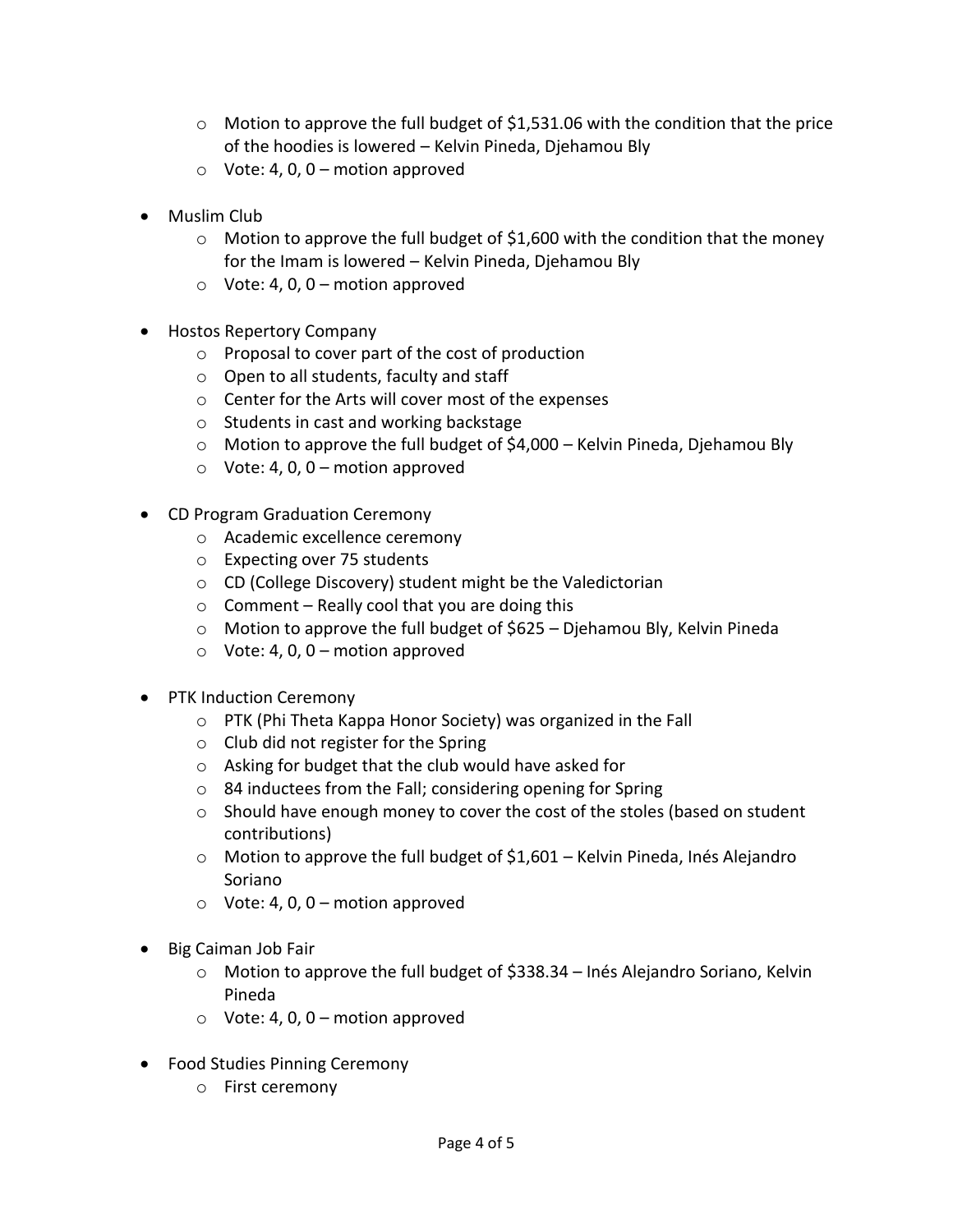- Motion to approve the full budget of $1,531.06 with the condition that the price of the hoodies is lowered – Kelvin Pineda, Djehamou Bly
  - Vote: 4, 0, 0 – motion approved

- Muslim Club
  - Motion to approve the full budget of $1,600 with the condition that the money for the Imam is lowered – Kelvin Pineda, Djehamou Bly
  - Vote: 4, 0, 0 – motion approved

- Hostos Repertory Company
  - Proposal to cover part of the cost of production
  - Open to all students, faculty and staff
  - Center for the Arts will cover most of the expenses
  - Students in cast and working backstage
  - Motion to approve the full budget of $4,000 – Kelvin Pineda, Djehamou Bly
  - Vote: 4, 0, 0 – motion approved

- CD Program Graduation Ceremony
  - Academic excellence ceremony
  - Expecting over 75 students
  - CD (College Discovery) student might be the Valedictorian
  - Comment – Really cool that you are doing this
  - Motion to approve the full budget of $625 – Djehamou Bly, Kelvin Pineda
  - Vote: 4, 0, 0 – motion approved

- PTK Induction Ceremony
  - PTK (Phi Theta Kappa Honor Society) was organized in the Fall
  - Club did not register for the Spring
  - Asking for budget that the club would have asked for
  - 84 inductees from the Fall; considering opening for Spring
  - Should have enough money to cover the cost of the stoles (based on student contributions)
  - Motion to approve the full budget of $1,601 – Kelvin Pineda, Inés Alejandro Soriano
  - Vote: 4, 0, 0 – motion approved

- Big Caiman Job Fair
  - Motion to approve the full budget of $338.34 – Inés Alejandro Soriano, Kelvin Pineda
  - Vote: 4, 0, 0 – motion approved

- Food Studies Pinning Ceremony
  - First ceremony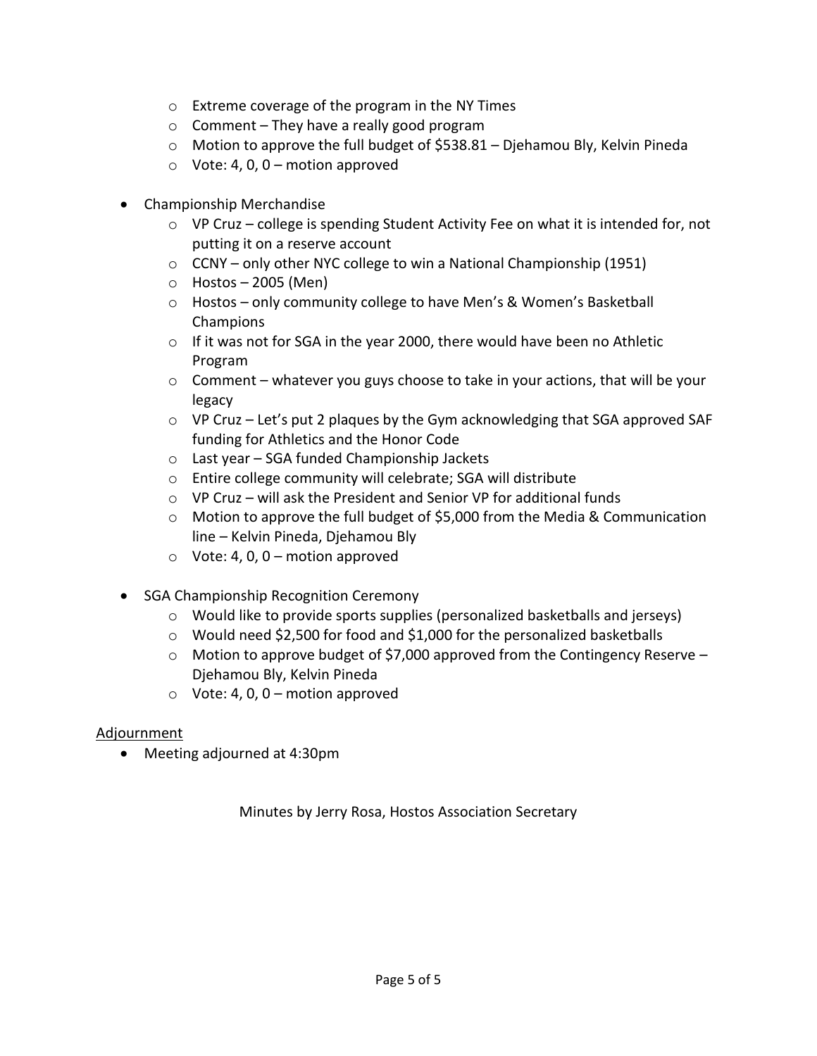- Extreme coverage of the program in the NY Times
  - Comment – They have a really good program
  - Motion to approve the full budget of $538.81 – Djehamou Bly, Kelvin Pineda
  - Vote: 4, 0, 0 – motion approved

- Championship Merchandise
  - VP Cruz – college is spending Student Activity Fee on what it is intended for, not putting it on a reserve account
  - CCNY – only other NYC college to win a National Championship (1951)
  - Hostos – 2005 (Men)
  - Hostos – only community college to have Men's & Women's Basketball Champions
  - If it was not for SGA in the year 2000, there would have been no Athletic Program
  - Comment – whatever you guys choose to take in your actions, that will be your legacy
  - VP Cruz – Let's put 2 plaques by the Gym acknowledging that SGA approved SAF funding for Athletics and the Honor Code
  - Last year – SGA funded Championship Jackets
  - Entire college community will celebrate; SGA will distribute
  - VP Cruz – will ask the President and Senior VP for additional funds
  - Motion to approve the full budget of $5,000 from the Media & Communication line – Kelvin Pineda, Djehamou Bly
  - Vote: 4, 0, 0 – motion approved

- SGA Championship Recognition Ceremony
  - Would like to provide sports supplies (personalized basketballs and jerseys)
  - Would need $2,500 for food and $1,000 for the personalized basketballs
  - Motion to approve budget of $7,000 approved from the Contingency Reserve – Djehamou Bly, Kelvin Pineda
  - Vote: 4, 0, 0 – motion approved

Adjournment

- Meeting adjourned at 4:30pm

Minutes by Jerry Rosa, Hostos Association Secretary